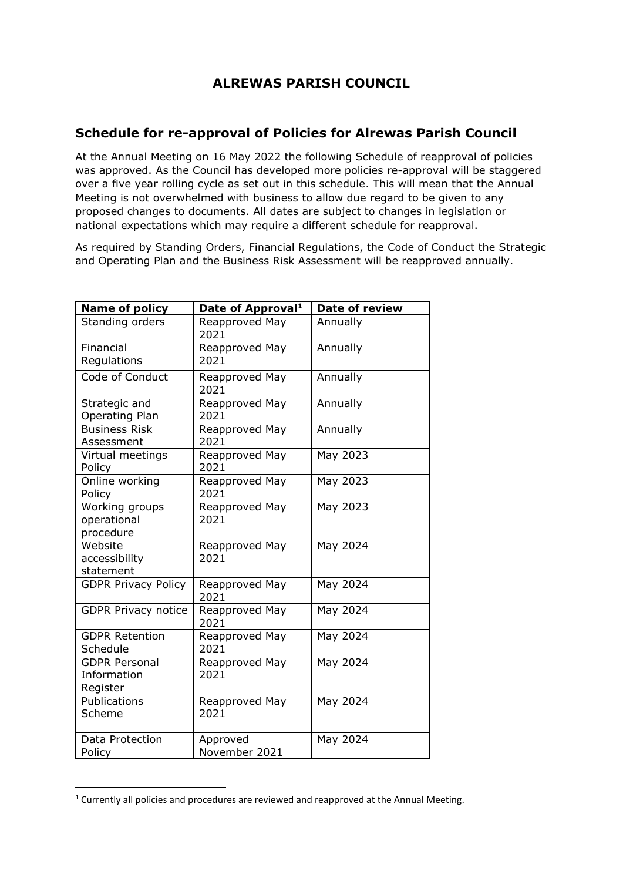# ALREWAS PARISH COUNCIL

## Schedule for re-approval of Policies for Alrewas Parish Council

At the Annual Meeting on 16 May 2022 the following Schedule of reapproval of policies was approved. As the Council has developed more policies re-approval will be staggered over a five year rolling cycle as set out in this schedule. This will mean that the Annual Meeting is not overwhelmed with business to allow due regard to be given to any proposed changes to documents. All dates are subject to changes in legislation or national expectations which may require a different schedule for reapproval.

As required by Standing Orders, Financial Regulations, the Code of Conduct the Strategic and Operating Plan and the Business Risk Assessment will be reapproved annually.

| Name of policy | Date of Approval[1] | Date of review |
|---|---|---|
| Standing orders | Reapproved May 2021 | Annually |
| Financial Regulations | Reapproved May 2021 | Annually |
| Code of Conduct | Reapproved May 2021 | Annually |
| Strategic and Operating Plan | Reapproved May 2021 | Annually |
| Business Risk Assessment | Reapproved May 2021 | Annually |
| Virtual meetings Policy | Reapproved May 2021 | May 2023 |
| Online working Policy | Reapproved May 2021 | May 2023 |
| Working groups operational procedure | Reapproved May 2021 | May 2023 |
| Website accessibility statement | Reapproved May 2021 | May 2024 |
| GDPR Privacy Policy | Reapproved May 2021 | May 2024 |
| GDPR Privacy notice | Reapproved May 2021 | May 2024 |
| GDPR Retention Schedule | Reapproved May 2021 | May 2024 |
| GDPR Personal Information Register | Reapproved May 2021 | May 2024 |
| Publications Scheme | Reapproved May 2021 | May 2024 |
| Data Protection Policy | Approved November 2021 | May 2024 |

[1] Currently all policies and procedures are reviewed and reapproved at the Annual Meeting.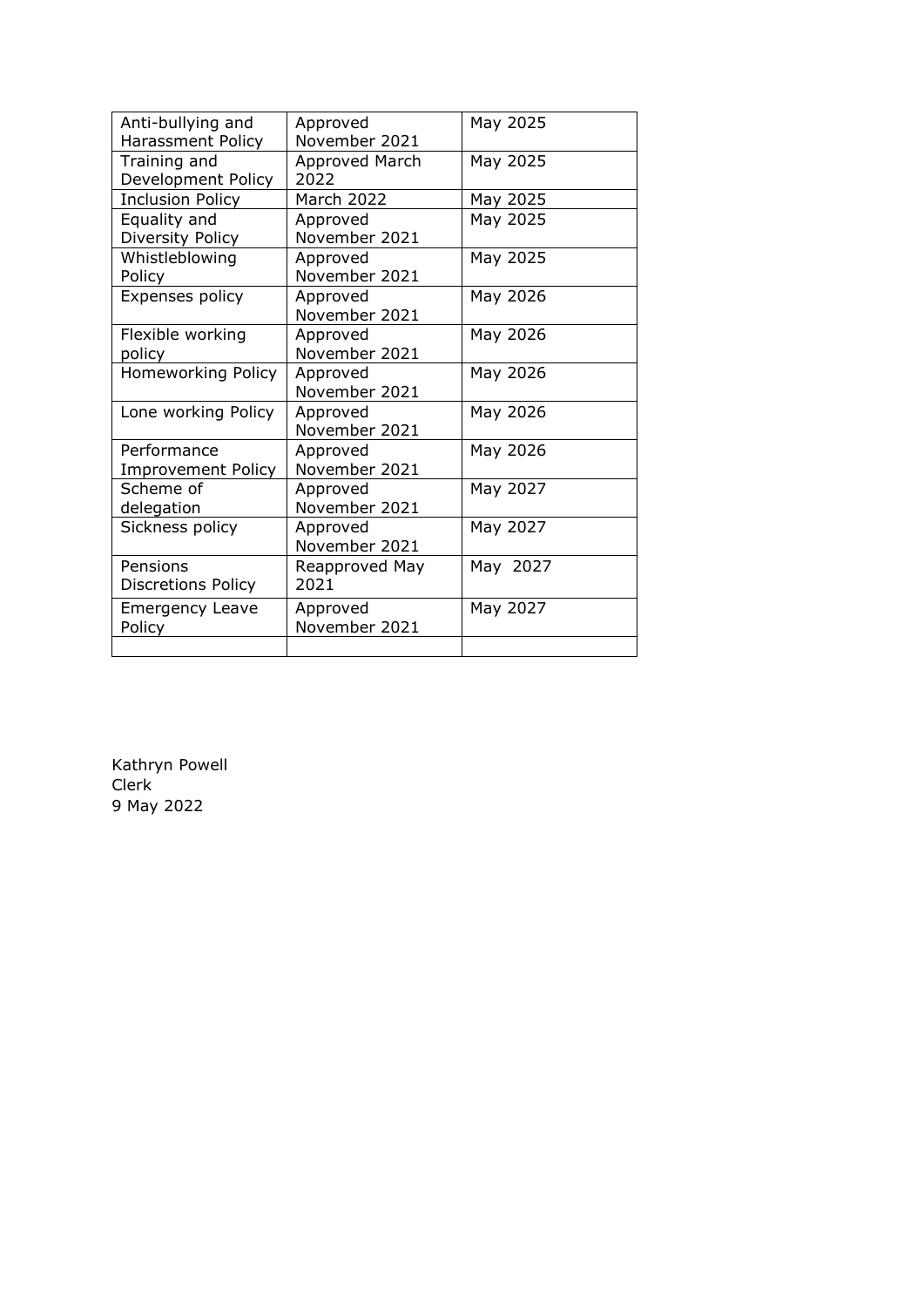| | | |
|---|---|---|
| Anti-bullying and Harassment Policy | Approved November 2021 | May 2025 |
| Training and Development Policy | Approved March 2022 | May 2025 |
| Inclusion Policy | March 2022 | May 2025 |
| Equality and Diversity Policy | Approved November 2021 | May 2025 |
| Whistleblowing Policy | Approved November 2021 | May 2025 |
| Expenses policy | Approved November 2021 | May 2026 |
| Flexible working policy | Approved November 2021 | May 2026 |
| Homeworking Policy | Approved November 2021 | May 2026 |
| Lone working Policy | Approved November 2021 | May 2026 |
| Performance Improvement Policy | Approved November 2021 | May 2026 |
| Scheme of delegation | Approved November 2021 | May 2027 |
| Sickness policy | Approved November 2021 | May 2027 |
| Pensions Discretions Policy | Reapproved May 2021 | May 2027 |
| Emergency Leave Policy | Approved November 2021 | May 2027 |
| | | |

Kathryn Powell
Clerk
9 May 2022